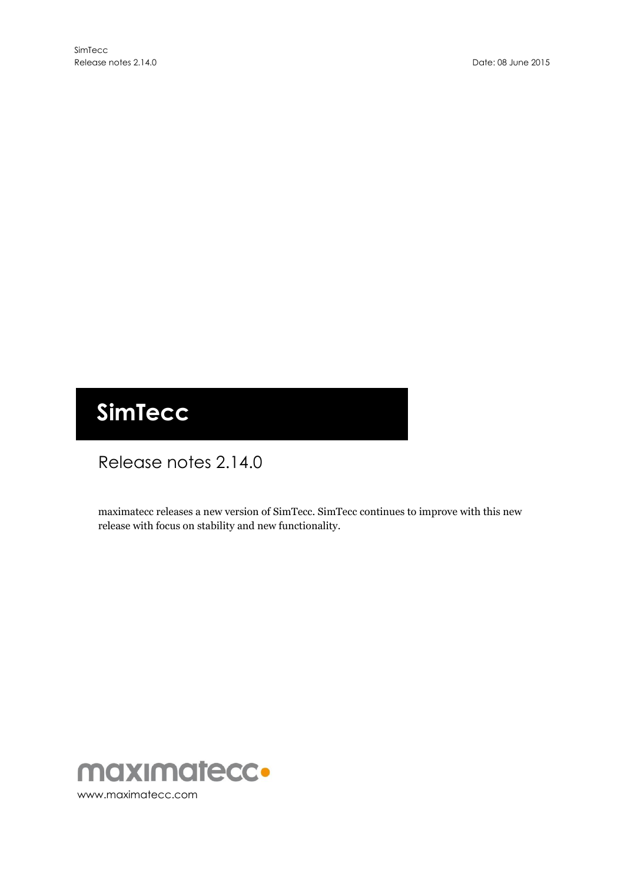# SimTecc

## Release notes 2.14.0

maximatecc releases a new version of SimTecc. SimTecc continues to improve with this new release with focus on stability and new functionality.

maximatecc

www.maximatecc.com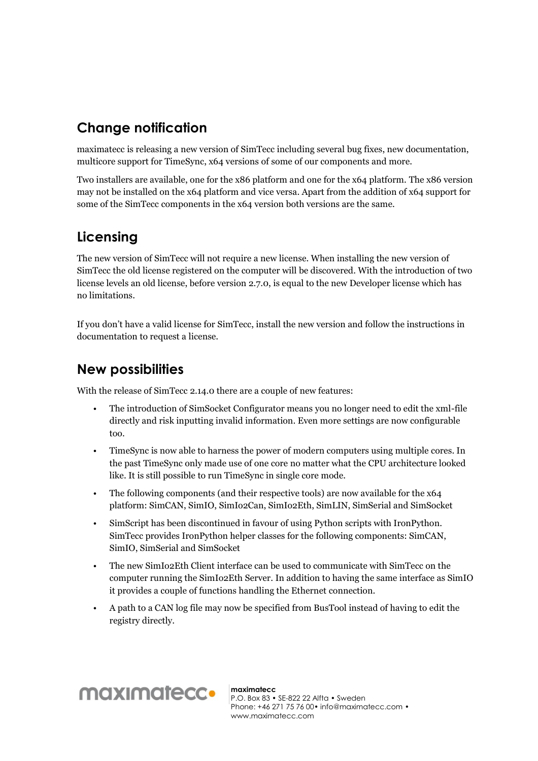## Change notification

maximatecc is releasing a new version of SimTecc including several bug fixes, new documentation, multicore support for TimeSync, x64 versions of some of our components and more.

Two installers are available, one for the x86 platform and one for the x64 platform. The x86 version may not be installed on the x64 platform and vice versa. Apart from the addition of x64 support for some of the SimTecc components in the x64 version both versions are the same.

## Licensing

The new version of SimTecc will not require a new license. When installing the new version of SimTecc the old license registered on the computer will be discovered. With the introduction of two license levels an old license, before version 2.7.0, is equal to the new Developer license which has no limitations.

If you don't have a valid license for SimTecc, install the new version and follow the instructions in documentation to request a license.

## New possibilities

With the release of SimTecc 2.14.0 there are a couple of new features:

- The introduction of SimSocket Configurator means you no longer need to edit the xml-file directly and risk inputting invalid information. Even more settings are now configurable too.
- TimeSync is now able to harness the power of modern computers using multiple cores. In the past TimeSync only made use of one core no matter what the CPU architecture looked like. It is still possible to run TimeSync in single core mode.
- The following components (and their respective tools) are now available for the x64 platform: SimCAN, SimIO, SimIo2Can, SimIo2Eth, SimLIN, SimSerial and SimSocket
- SimScript has been discontinued in favour of using Python scripts with IronPython. SimTecc provides IronPython helper classes for the following components: SimCAN, SimIO, SimSerial and SimSocket
- The new SimIo2Eth Client interface can be used to communicate with SimTecc on the computer running the SimIo2Eth Server. In addition to having the same interface as SimIO it provides a couple of functions handling the Ethernet connection.
- A path to a CAN log file may now be specified from BusTool instead of having to edit the registry directly.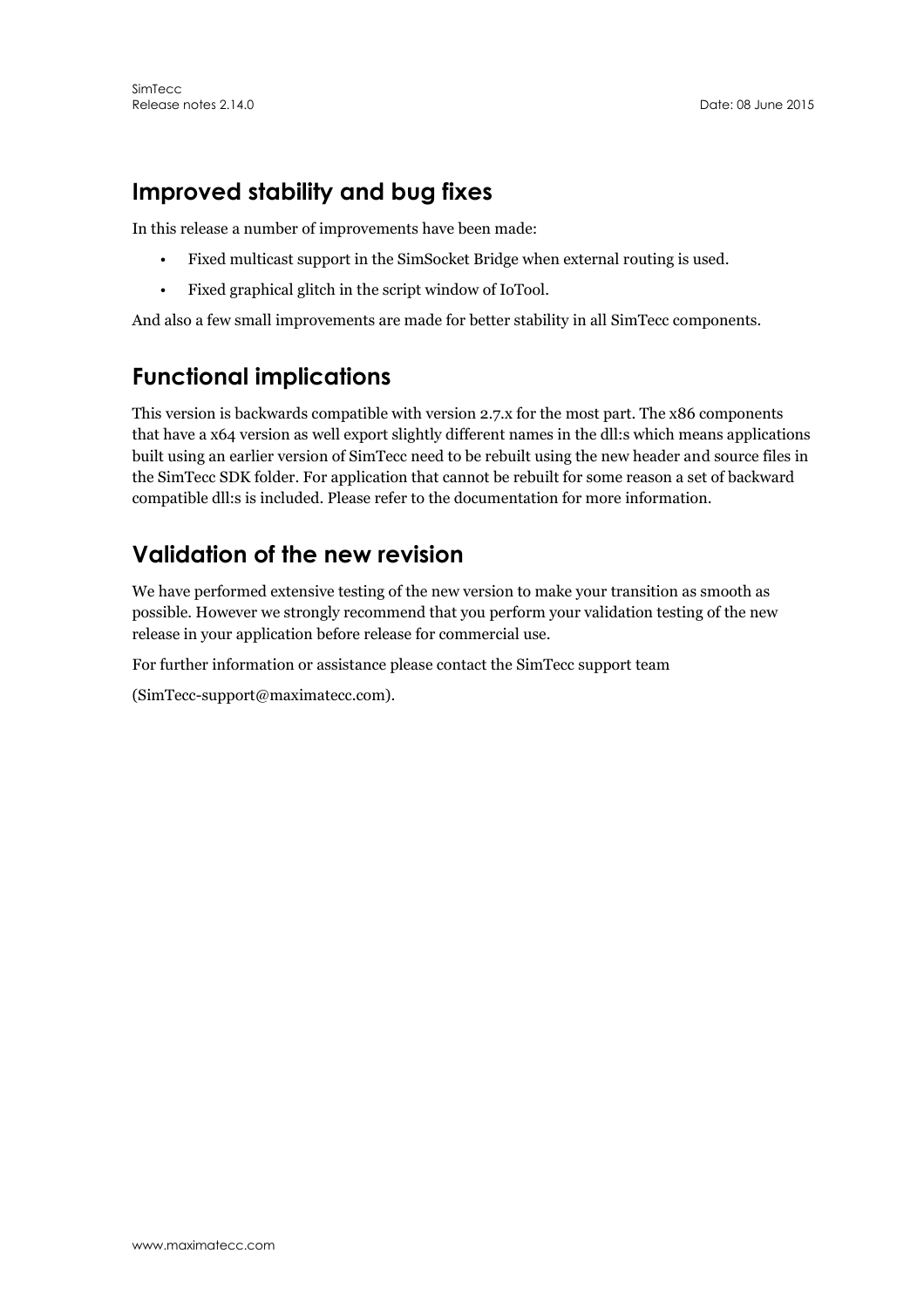## Improved stability and bug fixes

In this release a number of improvements have been made:

- Fixed multicast support in the SimSocket Bridge when external routing is used.
- Fixed graphical glitch in the script window of IoTool.

And also a few small improvements are made for better stability in all SimTecc components.

## Functional implications

This version is backwards compatible with version 2.7.x for the most part. The x86 components that have a x64 version as well export slightly different names in the dll:s which means applications built using an earlier version of SimTecc need to be rebuilt using the new header and source files in the SimTecc SDK folder. For application that cannot be rebuilt for some reason a set of backward compatible dll:s is included. Please refer to the documentation for more information.

## Validation of the new revision

We have performed extensive testing of the new version to make your transition as smooth as possible. However we strongly recommend that you perform your validation testing of the new release in your application before release for commercial use.

For further information or assistance please contact the SimTecc support team

(SimTecc-support@maximatecc.com).